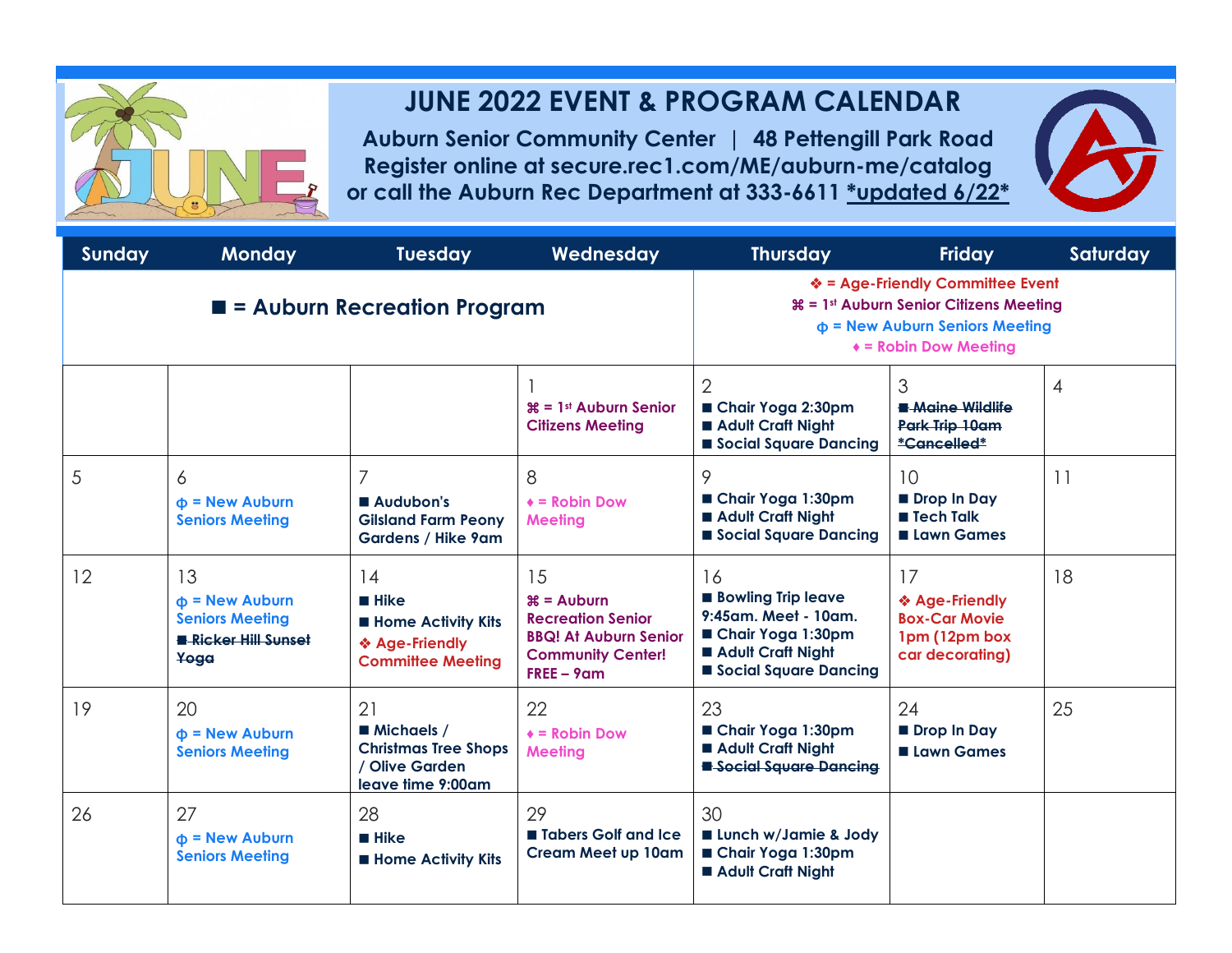# JUNE 2022 EVENT & PROGRAM CALENDAR

**Auburn Senior Community Center | 48 Pettengill Park Road**
**Register online at secure.rec1.com/ME/auburn-me/catalog**
**or call the Auburn Rec Department at 333-6611 *updated 6/22***

| Sunday | Monday | Tuesday | Wednesday | Thursday | Friday | Saturday |
|---|---|---|---|---|---|---|
| ■ = Auburn Recreation Program | | | | ❖ = Age-Friendly Committee Event<br>⌘ = 1st Auburn Senior Citizens Meeting<br>ф = New Auburn Seniors Meeting<br>♦ = Robin Dow Meeting | | |
| | | | 1<br>⌘ = 1st Auburn Senior Citizens Meeting | 2<br>■ Chair Yoga 2:30pm<br>■ Adult Craft Night<br>■ Social Square Dancing | 3<br>~~■ Maine Wildlife Park Trip 10am *Cancelled*~~ | 4 |
| 5 | 6<br>ф = New Auburn Seniors Meeting | 7<br>■ Audubon's Gilsland Farm Peony Gardens / Hike 9am | 8<br>♦ = Robin Dow Meeting | 9<br>■ Chair Yoga 1:30pm<br>■ Adult Craft Night<br>■ Social Square Dancing | 10<br>■ Drop In Day<br>■ Tech Talk<br>■ Lawn Games | 11 |
| 12 | 13<br>ф = New Auburn Seniors Meeting<br>~~■ Ricker Hill Sunset Yoga~~ | 14<br>■ Hike<br>■ Home Activity Kits<br>❖ Age-Friendly Committee Meeting | 15<br>⌘ = Auburn Recreation Senior BBQ! At Auburn Senior Community Center! FREE – 9am | 16<br>■ Bowling Trip leave 9:45am. Meet - 10am.<br>■ Chair Yoga 1:30pm<br>■ Adult Craft Night<br>■ Social Square Dancing | 17<br>❖ Age-Friendly Box-Car Movie 1pm (12pm box car decorating) | 18 |
| 19 | 20<br>ф = New Auburn Seniors Meeting | 21<br>■ Michaels / Christmas Tree Shops / Olive Garden leave time 9:00am | 22<br>♦ = Robin Dow Meeting | 23<br>■ Chair Yoga 1:30pm<br>■ Adult Craft Night<br>~~■ Social Square Dancing~~ | 24<br>■ Drop In Day<br>■ Lawn Games | 25 |
| 26 | 27<br>ф = New Auburn Seniors Meeting | 28<br>■ Hike<br>■ Home Activity Kits | 29<br>■ Tabers Golf and Ice Cream Meet up 10am | 30<br>■ Lunch w/Jamie & Jody<br>■ Chair Yoga 1:30pm<br>■ Adult Craft Night | | |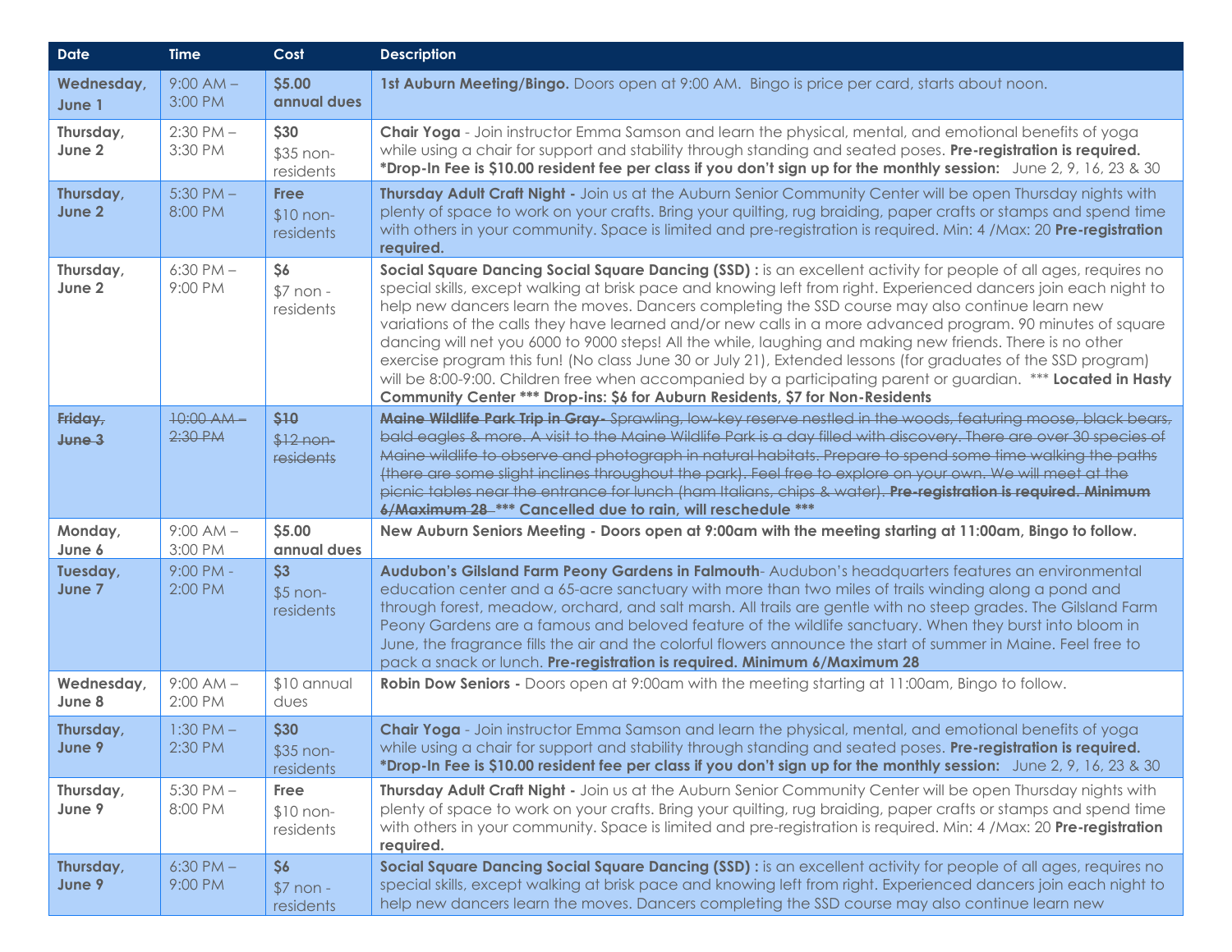| Date | Time | Cost | Description |
|---|---|---|---|
| **Wednesday, June 1** | 9:00 AM – 3:00 PM | **$5.00 annual dues** | **1st Auburn Meeting/Bingo.** Doors open at 9:00 AM. Bingo is price per card, starts about noon. |
| **Thursday, June 2** | 2:30 PM – 3:30 PM | **$30** $35 non-residents | **Chair Yoga** - Join instructor Emma Samson and learn the physical, mental, and emotional benefits of yoga while using a chair for support and stability through standing and seated poses. **Pre-registration is required. *Drop-In Fee is $10.00 resident fee per class if you don't sign up for the monthly session:** June 2, 9, 16, 23 & 30 |
| **Thursday, June 2** | 5:30 PM – 8:00 PM | **Free** $10 non-residents | **Thursday Adult Craft Night -** Join us at the Auburn Senior Community Center will be open Thursday nights with plenty of space to work on your crafts. Bring your quilting, rug braiding, paper crafts or stamps and spend time with others in your community. Space is limited and pre-registration is required. Min: 4 /Max: 20 **Pre-registration required.** |
| **Thursday, June 2** | 6:30 PM – 9:00 PM | **$6** $7 non - residents | **Social Square Dancing Social Square Dancing (SSD) :** is an excellent activity for people of all ages, requires no special skills, except walking at brisk pace and knowing left from right. Experienced dancers join each night to help new dancers learn the moves. Dancers completing the SSD course may also continue learn new variations of the calls they have learned and/or new calls in a more advanced program. 90 minutes of square dancing will net you 6000 to 9000 steps! All the while, laughing and making new friends. There is no other exercise program this fun! (No class June 30 or July 21), Extended lessons (for graduates of the SSD program) will be 8:00-9:00. Children free when accompanied by a participating parent or guardian. *** **Located in Hasty Community Center *** Drop-ins: $6 for Auburn Residents, $7 for Non-Residents** |
| ~~**Friday, June 3**~~ | ~~10:00 AM – 2:30 PM~~ | ~~**$10** $12 non-residents~~ | ~~**Maine Wildlife Park Trip in Gray-** Sprawling, low-key reserve nestled in the woods, featuring moose, black bears, bald eagles & more. A visit to the Maine Wildlife Park is a day filled with discovery. There are over 30 species of Maine wildlife to observe and photograph in natural habitats. Prepare to spend some time walking the paths (there are some slight inclines throughout the park). Feel free to explore on your own. We will meet at the picnic tables near the entrance for lunch (ham Italians, chips & water). **Pre-registration is required. Minimum 6/Maximum 28**~~ **\*\*\* Cancelled due to rain, will reschedule \*\*\*** |
| **Monday, June 6** | 9:00 AM – 3:00 PM | **$5.00 annual dues** | **New Auburn Seniors Meeting - Doors open at 9:00am with the meeting starting at 11:00am, Bingo to follow.** |
| **Tuesday, June 7** | 9:00 PM - 2:00 PM | **$3** $5 non-residents | **Audubon's Gilsland Farm Peony Gardens in Falmouth**- Audubon's headquarters features an environmental education center and a 65-acre sanctuary with more than two miles of trails winding along a pond and through forest, meadow, orchard, and salt marsh. All trails are gentle with no steep grades. The Gilsland Farm Peony Gardens are a famous and beloved feature of the wildlife sanctuary. When they burst into bloom in June, the fragrance fills the air and the colorful flowers announce the start of summer in Maine. Feel free to pack a snack or lunch. **Pre-registration is required. Minimum 6/Maximum 28** |
| **Wednesday, June 8** | 9:00 AM – 2:00 PM | $10 annual dues | **Robin Dow Seniors -** Doors open at 9:00am with the meeting starting at 11:00am, Bingo to follow. |
| **Thursday, June 9** | 1:30 PM – 2:30 PM | **$30** $35 non-residents | **Chair Yoga** - Join instructor Emma Samson and learn the physical, mental, and emotional benefits of yoga while using a chair for support and stability through standing and seated poses. **Pre-registration is required. *Drop-In Fee is $10.00 resident fee per class if you don't sign up for the monthly session:** June 2, 9, 16, 23 & 30 |
| **Thursday, June 9** | 5:30 PM – 8:00 PM | **Free** $10 non-residents | **Thursday Adult Craft Night -** Join us at the Auburn Senior Community Center will be open Thursday nights with plenty of space to work on your crafts. Bring your quilting, rug braiding, paper crafts or stamps and spend time with others in your community. Space is limited and pre-registration is required. Min: 4 /Max: 20 **Pre-registration required.** |
| **Thursday, June 9** | 6:30 PM – 9:00 PM | **$6** $7 non - residents | **Social Square Dancing Social Square Dancing (SSD) :** is an excellent activity for people of all ages, requires no special skills, except walking at brisk pace and knowing left from right. Experienced dancers join each night to help new dancers learn the moves. Dancers completing the SSD course may also continue learn new |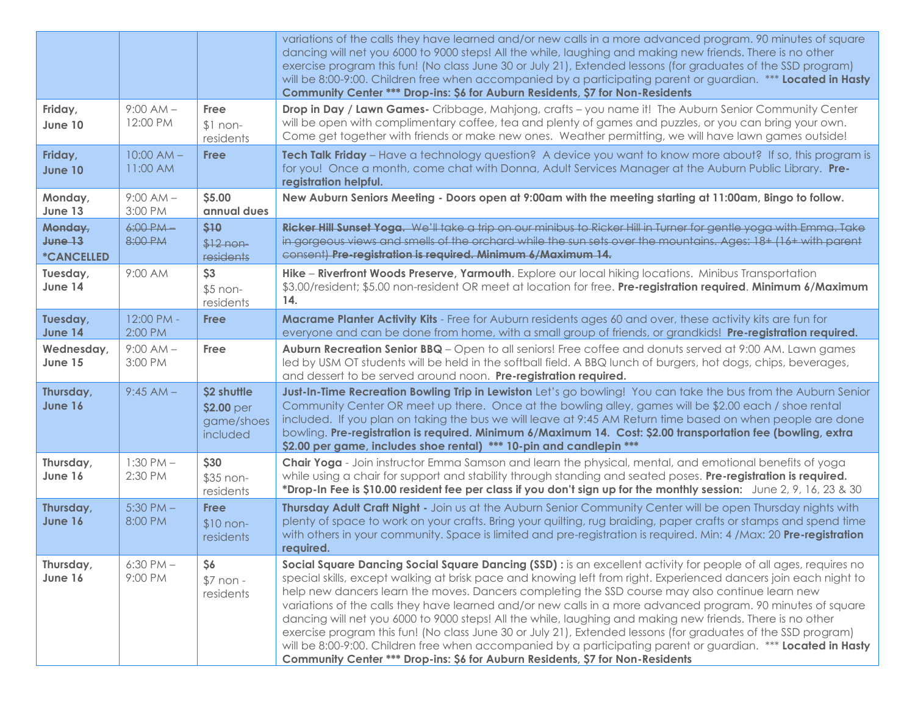| | | | |
|---|---|---|---|
| | | | variations of the calls they have learned and/or new calls in a more advanced program. 90 minutes of square dancing will net you 6000 to 9000 steps! All the while, laughing and making new friends. There is no other exercise program this fun! (No class June 30 or July 21), Extended lessons (for graduates of the SSD program) will be 8:00-9:00. Children free when accompanied by a participating parent or guardian. *** **Located in Hasty Community Center *** Drop-ins: $6 for Auburn Residents, $7 for Non-Residents** |
| **Friday, June 10** | 9:00 AM – 12:00 PM | **Free** $1 non-residents | **Drop in Day / Lawn Games-** Cribbage, Mahjong, crafts – you name it! The Auburn Senior Community Center will be open with complimentary coffee, tea and plenty of games and puzzles, or you can bring your own. Come get together with friends or make new ones. Weather permitting, we will have lawn games outside! |
| **Friday, June 10** | 10:00 AM – 11:00 AM | **Free** | **Tech Talk Friday** – Have a technology question? A device you want to know more about? If so, this program is for you! Once a month, come chat with Donna, Adult Services Manager at the Auburn Public Library. **Pre-registration helpful.** |
| **Monday, June 13** | 9:00 AM – 3:00 PM | **$5.00 annual dues** | **New Auburn Seniors Meeting - Doors open at 9:00am with the meeting starting at 11:00am, Bingo to follow.** |
| ~~**Monday, June 13**~~ **\*CANCELLED** | ~~6:00 PM – 8:00 PM~~ | ~~**$10** $12 non-residents~~ | ~~**Ricker Hill Sunset Yoga.** We'll take a trip on our minibus to Ricker Hill in Turner for gentle yoga with Emma. Take in gorgeous views and smells of the orchard while the sun sets over the mountains. Ages: 18+ (16+ with parent consent) **Pre-registration is required. Minimum 6/Maximum 14.**~~ |
| **Tuesday, June 14** | 9:00 AM | **$3** $5 non-residents | **Hike** – **Riverfront Woods Preserve, Yarmouth**. Explore our local hiking locations. Minibus Transportation $3.00/resident; $5.00 non-resident OR meet at location for free. **Pre-registration required**. **Minimum 6/Maximum 14.** |
| **Tuesday, June 14** | 12:00 PM - 2:00 PM | **Free** | **Macrame Planter Activity Kits** - Free for Auburn residents ages 60 and over, these activity kits are fun for everyone and can be done from home, with a small group of friends, or grandkids! **Pre-registration required.** |
| **Wednesday, June 15** | 9:00 AM – 3:00 PM | **Free** | **Auburn Recreation Senior BBQ** – Open to all seniors! Free coffee and donuts served at 9:00 AM. Lawn games led by USM OT students will be held in the softball field. A BBQ lunch of burgers, hot dogs, chips, beverages, and dessert to be served around noon. **Pre-registration required.** |
| **Thursday, June 16** | 9:45 AM – | **$2 shuttle** **$2.00** per game/shoes included | **Just-In-Time Recreation Bowling Trip in Lewiston** Let's go bowling! You can take the bus from the Auburn Senior Community Center OR meet up there. Once at the bowling alley, games will be $2.00 each / shoe rental included. If you plan on taking the bus we will leave at 9:45 AM Return time based on when people are done bowling. **Pre-registration is required. Minimum 6/Maximum 14. Cost: $2.00 transportation fee (bowling, extra $2.00 per game, includes shoe rental) *** 10-pin and candlepin *** ** |
| **Thursday, June 16** | 1:30 PM – 2:30 PM | **$30** $35 non-residents | **Chair Yoga** - Join instructor Emma Samson and learn the physical, mental, and emotional benefits of yoga while using a chair for support and stability through standing and seated poses. **Pre-registration is required. \*Drop-In Fee is $10.00 resident fee per class if you don't sign up for the monthly session:** June 2, 9, 16, 23 & 30 |
| **Thursday, June 16** | 5:30 PM – 8:00 PM | **Free** $10 non-residents | **Thursday Adult Craft Night -** Join us at the Auburn Senior Community Center will be open Thursday nights with plenty of space to work on your crafts. Bring your quilting, rug braiding, paper crafts or stamps and spend time with others in your community. Space is limited and pre-registration is required. Min: 4 /Max: 20 **Pre-registration required.** |
| **Thursday, June 16** | 6:30 PM – 9:00 PM | **$6** $7 non - residents | **Social Square Dancing Social Square Dancing (SSD) :** is an excellent activity for people of all ages, requires no special skills, except walking at brisk pace and knowing left from right. Experienced dancers join each night to help new dancers learn the moves. Dancers completing the SSD course may also continue learn new variations of the calls they have learned and/or new calls in a more advanced program. 90 minutes of square dancing will net you 6000 to 9000 steps! All the while, laughing and making new friends. There is no other exercise program this fun! (No class June 30 or July 21), Extended lessons (for graduates of the SSD program) will be 8:00-9:00. Children free when accompanied by a participating parent or guardian. *** **Located in Hasty Community Center *** Drop-ins: $6 for Auburn Residents, $7 for Non-Residents** |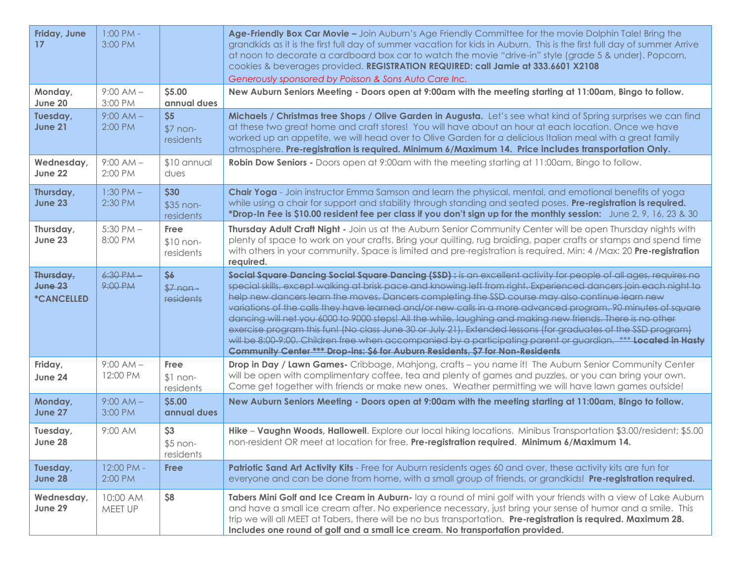| | | | |
|---|---|---|---|
| **Friday, June 17** | 1:00 PM - 3:00 PM | | **Age-Friendly Box Car Movie –** Join Auburn's Age Friendly Committee for the movie Dolphin Tale! Bring the grandkids as it is the first full day of summer vacation for kids in Auburn. This is the first full day of summer Arrive at noon to decorate a cardboard box car to watch the movie "drive-in" style (grade 5 & under). Popcorn, cookies & beverages provided. **REGISTRATION REQUIRED: call Jamie at 333.6601 X2108** *Generously sponsored by Poisson & Sons Auto Care Inc.* |
| **Monday, June 20** | 9:00 AM – 3:00 PM | **$5.00 annual dues** | **New Auburn Seniors Meeting - Doors open at 9:00am with the meeting starting at 11:00am, Bingo to follow.** |
| **Tuesday, June 21** | 9:00 AM – 2:00 PM | **$5** $7 non-residents | **Michaels / Christmas tree Shops / Olive Garden in Augusta.** Let's see what kind of Spring surprises we can find at these two great home and craft stores! You will have about an hour at each location. Once we have worked up an appetite, we will head over to Olive Garden for a delicious Italian meal with a great family atmosphere. **Pre-registration is required. Minimum 6/Maximum 14. Price includes transportation Only.** |
| **Wednesday, June 22** | 9:00 AM – 2:00 PM | $10 annual dues | **Robin Dow Seniors -** Doors open at 9:00am with the meeting starting at 11:00am, Bingo to follow. |
| **Thursday, June 23** | 1:30 PM – 2:30 PM | **$30** $35 non-residents | **Chair Yoga** - Join instructor Emma Samson and learn the physical, mental, and emotional benefits of yoga while using a chair for support and stability through standing and seated poses. **Pre-registration is required. *Drop-In Fee is $10.00 resident fee per class if you don't sign up for the monthly session:** June 2, 9, 16, 23 & 30 |
| **Thursday, June 23** | 5:30 PM – 8:00 PM | **Free** $10 non-residents | **Thursday Adult Craft Night -** Join us at the Auburn Senior Community Center will be open Thursday nights with plenty of space to work on your crafts. Bring your quilting, rug braiding, paper crafts or stamps and spend time with others in your community. Space is limited and pre-registration is required. Min: 4 /Max: 20 **Pre-registration required.** |
| ~~**Thursday, June 23**~~ **\*CANCELLED** | ~~6:30 PM – 9:00 PM~~ | ~~**$6** $7 non-residents~~ | ~~**Social Square Dancing Social Square Dancing (SSD) :** is an excellent activity for people of all ages, requires no special skills, except walking at brisk pace and knowing left from right. Experienced dancers join each night to help new dancers learn the moves. Dancers completing the SSD course may also continue learn new variations of the calls they have learned and/or new calls in a more advanced program. 90 minutes of square dancing will net you 6000 to 9000 steps! All the while, laughing and making new friends. There is no other exercise program this fun! (No class June 30 or July 21). Extended lessons (for graduates of the SSD program) will be 8:00-9:00. Children free when accompanied by a participating parent or guardian. **\*\*\* Located in Hasty Community Center \*\*\* Drop-ins: $6 for Auburn Residents, $7 for Non-Residents**~~ |
| **Friday, June 24** | 9:00 AM – 12:00 PM | **Free** $1 non-residents | **Drop in Day / Lawn Games-** Cribbage, Mahjong, crafts – you name it! The Auburn Senior Community Center will be open with complimentary coffee, tea and plenty of games and puzzles, or you can bring your own. Come get together with friends or make new ones. Weather permitting we will have lawn games outside! |
| **Monday, June 27** | 9:00 AM – 3:00 PM | **$5.00 annual dues** | **New Auburn Seniors Meeting - Doors open at 9:00am with the meeting starting at 11:00am, Bingo to follow.** |
| **Tuesday, June 28** | 9:00 AM | **$3** $5 non-residents | **Hike** – **Vaughn Woods, Hallowell**. Explore our local hiking locations. Minibus Transportation $3.00/resident; $5.00 non-resident OR meet at location for free. **Pre-registration required**. **Minimum 6/Maximum 14.** |
| **Tuesday, June 28** | 12:00 PM - 2:00 PM | **Free** | **Patriotic Sand Art Activity Kits** - Free for Auburn residents ages 60 and over, these activity kits are fun for everyone and can be done from home, with a small group of friends, or grandkids! **Pre-registration required.** |
| **Wednesday, June 29** | 10:00 AM MEET UP | **$8** | **Tabers Mini Golf and Ice Cream in Auburn-** lay a round of mini golf with your friends with a view of Lake Auburn and have a small ice cream after. No experience necessary, just bring your sense of humor and a smile. This trip we will all MEET at Tabers, there will be no bus transportation. **Pre-registration is required. Maximum 28. Includes one round of golf and a small ice cream. No transportation provided.** |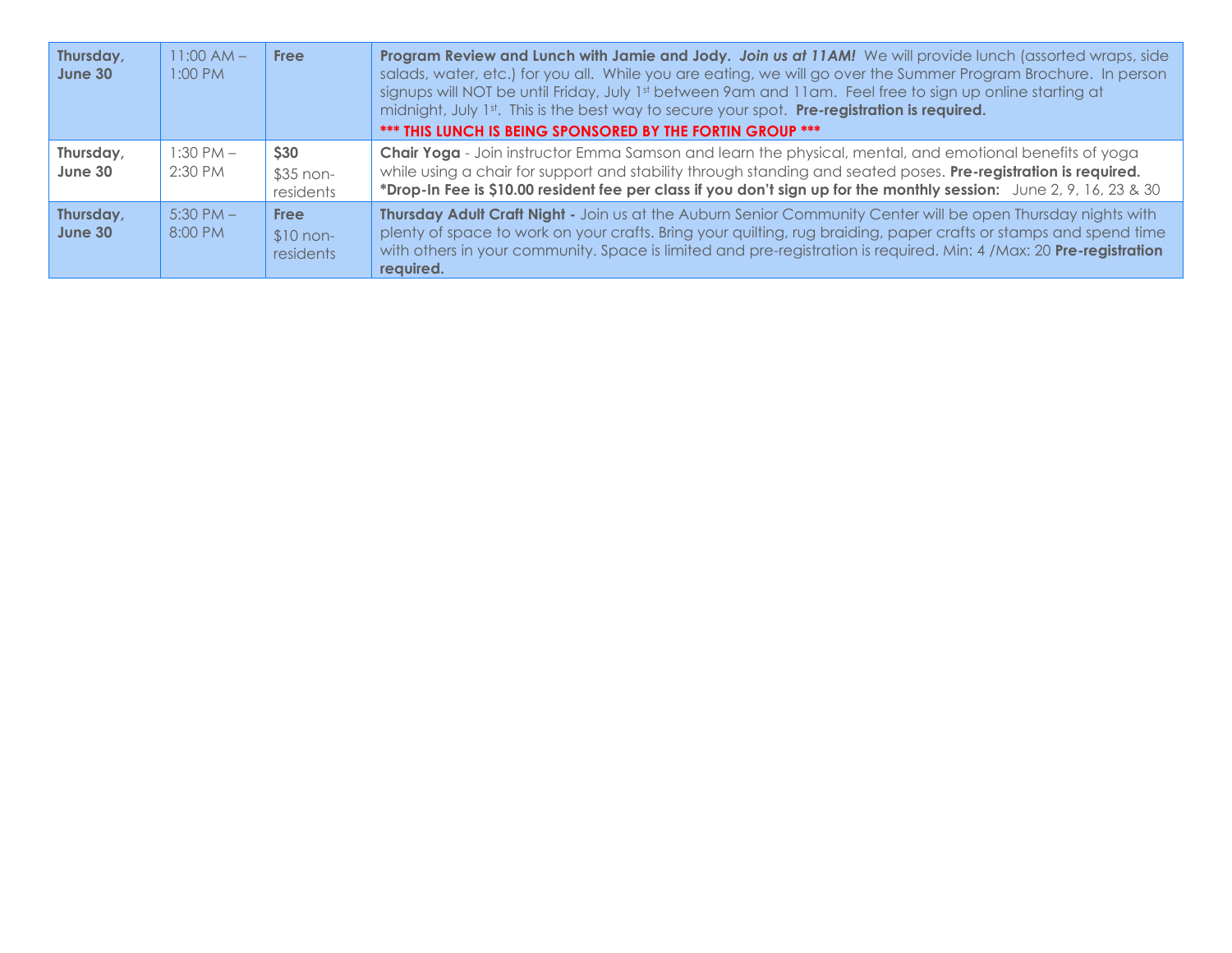| | | | |
|---|---|---|---|
| **Thursday, June 30** | 11:00 AM – 1:00 PM | **Free** | **Program Review and Lunch with Jamie and Jody.** ***Join us at 11AM!*** We will provide lunch (assorted wraps, side salads, water, etc.) for you all. While you are eating, we will go over the Summer Program Brochure. In person signups will NOT be until Friday, July 1st between 9am and 11am. Feel free to sign up online starting at midnight, July 1st. This is the best way to secure your spot. **Pre-registration is required.** **\*\*\* THIS LUNCH IS BEING SPONSORED BY THE FORTIN GROUP \*\*\*** |
| **Thursday, June 30** | 1:30 PM – 2:30 PM | **$30** $35 non-residents | **Chair Yoga** - Join instructor Emma Samson and learn the physical, mental, and emotional benefits of yoga while using a chair for support and stability through standing and seated poses. **Pre-registration is required.** **\*Drop-In Fee is $10.00 resident fee per class if you don't sign up for the monthly session:** June 2, 9, 16, 23 & 30 |
| **Thursday, June 30** | 5:30 PM – 8:00 PM | **Free** $10 non-residents | **Thursday Adult Craft Night -** Join us at the Auburn Senior Community Center will be open Thursday nights with plenty of space to work on your crafts. Bring your quilting, rug braiding, paper crafts or stamps and spend time with others in your community. Space is limited and pre-registration is required. Min: 4 /Max: 20 **Pre-registration required.** |